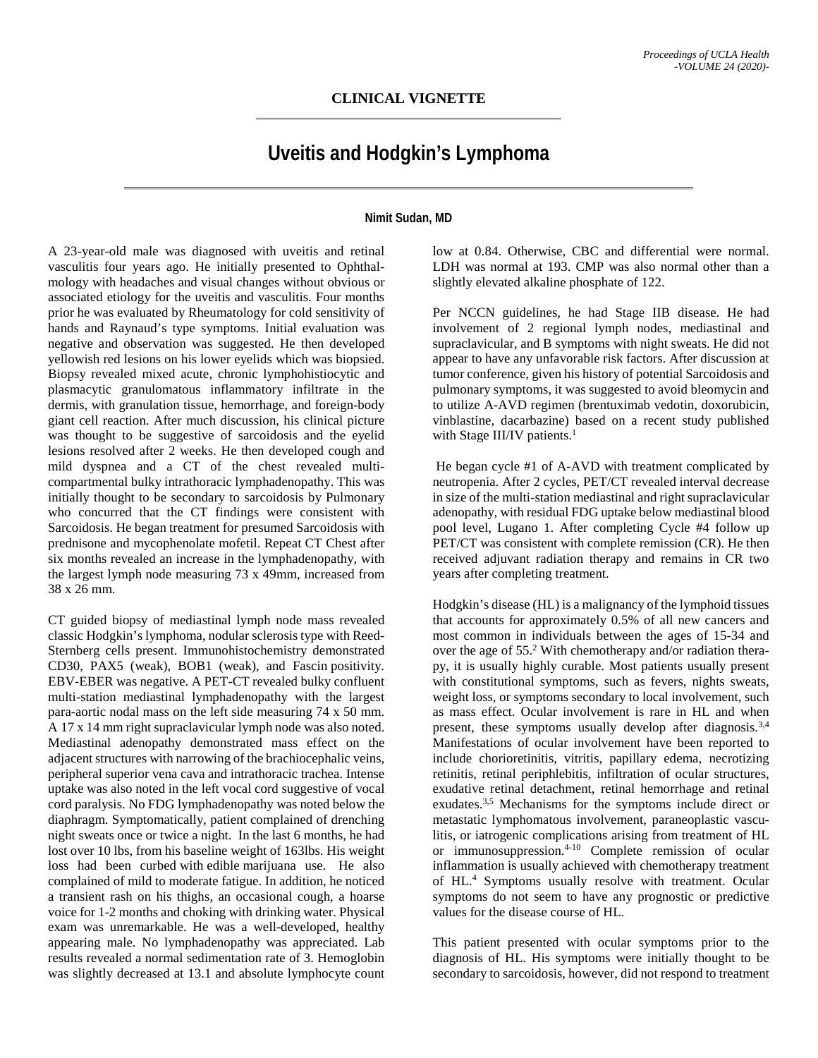CLINICAL VIGNETTE

# Uveitis and Hodgkin's Lymphoma

**Nimit Sudan, MD**

A 23-year-old male was diagnosed with uveitis and retinal vasculitis four years ago. He initially presented to Ophthalmology with headaches and visual changes without obvious or associated etiology for the uveitis and vasculitis. Four months prior he was evaluated by Rheumatology for cold sensitivity of hands and Raynaud's type symptoms. Initial evaluation was negative and observation was suggested. He then developed yellowish red lesions on his lower eyelids which was biopsied. Biopsy revealed mixed acute, chronic lymphohistiocytic and plasmacytic granulomatous inflammatory infiltrate in the dermis, with granulation tissue, hemorrhage, and foreign-body giant cell reaction. After much discussion, his clinical picture was thought to be suggestive of sarcoidosis and the eyelid lesions resolved after 2 weeks. He then developed cough and mild dyspnea and a CT of the chest revealed multi-compartmental bulky intrathoracic lymphadenopathy. This was initially thought to be secondary to sarcoidosis by Pulmonary who concurred that the CT findings were consistent with Sarcoidosis. He began treatment for presumed Sarcoidosis with prednisone and mycophenolate mofetil. Repeat CT Chest after six months revealed an increase in the lymphadenopathy, with the largest lymph node measuring 73 x 49mm, increased from 38 x 26 mm.

CT guided biopsy of mediastinal lymph node mass revealed classic Hodgkin's lymphoma, nodular sclerosis type with Reed-Sternberg cells present. Immunohistochemistry demonstrated CD30, PAX5 (weak), BOB1 (weak), and Fascin positivity. EBV-EBER was negative. A PET-CT revealed bulky confluent multi-station mediastinal lymphadenopathy with the largest para-aortic nodal mass on the left side measuring 74 x 50 mm. A 17 x 14 mm right supraclavicular lymph node was also noted. Mediastinal adenopathy demonstrated mass effect on the adjacent structures with narrowing of the brachiocephalic veins, peripheral superior vena cava and intrathoracic trachea. Intense uptake was also noted in the left vocal cord suggestive of vocal cord paralysis. No FDG lymphadenopathy was noted below the diaphragm. Symptomatically, patient complained of drenching night sweats once or twice a night. In the last 6 months, he had lost over 10 lbs, from his baseline weight of 163lbs. His weight loss had been curbed with edible marijuana use. He also complained of mild to moderate fatigue. In addition, he noticed a transient rash on his thighs, an occasional cough, a hoarse voice for 1-2 months and choking with drinking water. Physical exam was unremarkable. He was a well-developed, healthy appearing male. No lymphadenopathy was appreciated. Lab results revealed a normal sedimentation rate of 3. Hemoglobin was slightly decreased at 13.1 and absolute lymphocyte count low at 0.84. Otherwise, CBC and differential were normal. LDH was normal at 193. CMP was also normal other than a slightly elevated alkaline phosphate of 122.

Per NCCN guidelines, he had Stage IIB disease. He had involvement of 2 regional lymph nodes, mediastinal and supraclavicular, and B symptoms with night sweats. He did not appear to have any unfavorable risk factors. After discussion at tumor conference, given his history of potential Sarcoidosis and pulmonary symptoms, it was suggested to avoid bleomycin and to utilize A-AVD regimen (brentuximab vedotin, doxorubicin, vinblastine, dacarbazine) based on a recent study published with Stage III/IV patients.[1]

He began cycle #1 of A-AVD with treatment complicated by neutropenia. After 2 cycles, PET/CT revealed interval decrease in size of the multi-station mediastinal and right supraclavicular adenopathy, with residual FDG uptake below mediastinal blood pool level, Lugano 1. After completing Cycle #4 follow up PET/CT was consistent with complete remission (CR). He then received adjuvant radiation therapy and remains in CR two years after completing treatment.

Hodgkin's disease (HL) is a malignancy of the lymphoid tissues that accounts for approximately 0.5% of all new cancers and most common in individuals between the ages of 15-34 and over the age of 55.[2] With chemotherapy and/or radiation therapy, it is usually highly curable. Most patients usually present with constitutional symptoms, such as fevers, nights sweats, weight loss, or symptoms secondary to local involvement, such as mass effect. Ocular involvement is rare in HL and when present, these symptoms usually develop after diagnosis.[3,4] Manifestations of ocular involvement have been reported to include chorioretinitis, vitritis, papillary edema, necrotizing retinitis, retinal periphlebitis, infiltration of ocular structures, exudative retinal detachment, retinal hemorrhage and retinal exudates.[3,5] Mechanisms for the symptoms include direct or metastatic lymphomatous involvement, paraneoplastic vasculitis, or iatrogenic complications arising from treatment of HL or immunosuppression.[4-10] Complete remission of ocular inflammation is usually achieved with chemotherapy treatment of HL.[4] Symptoms usually resolve with treatment. Ocular symptoms do not seem to have any prognostic or predictive values for the disease course of HL.

This patient presented with ocular symptoms prior to the diagnosis of HL. His symptoms were initially thought to be secondary to sarcoidosis, however, did not respond to treatment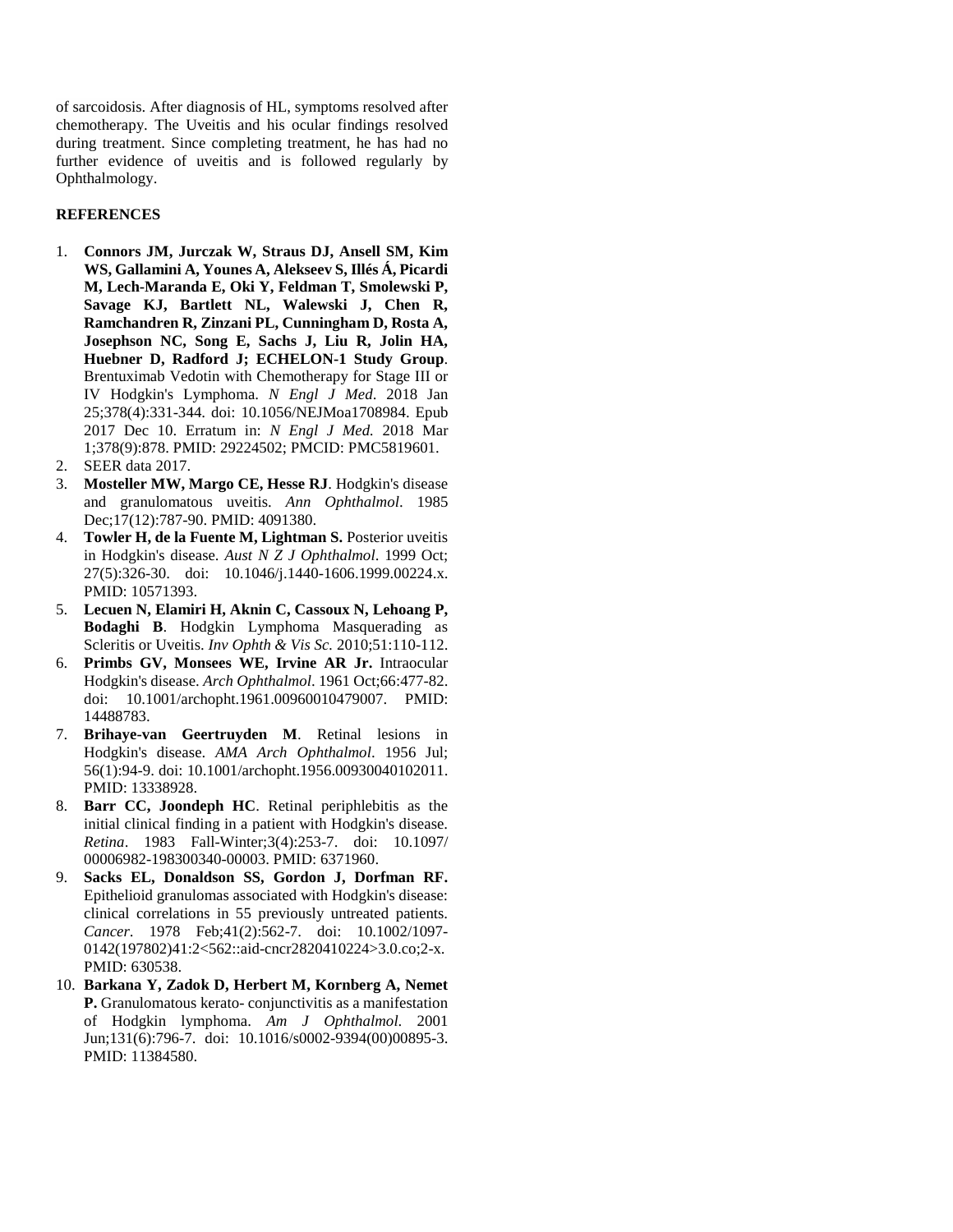of sarcoidosis. After diagnosis of HL, symptoms resolved after chemotherapy. The Uveitis and his ocular findings resolved during treatment. Since completing treatment, he has had no further evidence of uveitis and is followed regularly by Ophthalmology.

## REFERENCES

1. **Connors JM, Jurczak W, Straus DJ, Ansell SM, Kim WS, Gallamini A, Younes A, Alekseev S, Illés Á, Picardi M, Lech-Maranda E, Oki Y, Feldman T, Smolewski P, Savage KJ, Bartlett NL, Walewski J, Chen R, Ramchandren R, Zinzani PL, Cunningham D, Rosta A, Josephson NC, Song E, Sachs J, Liu R, Jolin HA, Huebner D, Radford J; ECHELON-1 Study Group**. Brentuximab Vedotin with Chemotherapy for Stage III or IV Hodgkin's Lymphoma. *N Engl J Med*. 2018 Jan 25;378(4):331-344. doi: 10.1056/NEJMoa1708984. Epub 2017 Dec 10. Erratum in: *N Engl J Med.* 2018 Mar 1;378(9):878. PMID: 29224502; PMCID: PMC5819601.
2. SEER data 2017.
3. **Mosteller MW, Margo CE, Hesse RJ**. Hodgkin's disease and granulomatous uveitis. *Ann Ophthalmol*. 1985 Dec;17(12):787-90. PMID: 4091380.
4. **Towler H, de la Fuente M, Lightman S.** Posterior uveitis in Hodgkin's disease. *Aust N Z J Ophthalmol*. 1999 Oct; 27(5):326-30. doi: 10.1046/j.1440-1606.1999.00224.x. PMID: 10571393.
5. **Lecuen N, Elamiri H, Aknin C, Cassoux N, Lehoang P, Bodaghi B**. Hodgkin Lymphoma Masquerading as Scleritis or Uveitis. *Inv Ophth & Vis Sc.* 2010;51:110-112.
6. **Primbs GV, Monsees WE, Irvine AR Jr.** Intraocular Hodgkin's disease. *Arch Ophthalmol*. 1961 Oct;66:477-82. doi: 10.1001/archopht.1961.00960010479007. PMID: 14488783.
7. **Brihaye-van Geertruyden M**. Retinal lesions in Hodgkin's disease. *AMA Arch Ophthalmol*. 1956 Jul; 56(1):94-9. doi: 10.1001/archopht.1956.00930040102011. PMID: 13338928.
8. **Barr CC, Joondeph HC**. Retinal periphlebitis as the initial clinical finding in a patient with Hodgkin's disease. *Retina*. 1983 Fall-Winter;3(4):253-7. doi: 10.1097/ 00006982-198300340-00003. PMID: 6371960.
9. **Sacks EL, Donaldson SS, Gordon J, Dorfman RF.** Epithelioid granulomas associated with Hodgkin's disease: clinical correlations in 55 previously untreated patients. *Cancer*. 1978 Feb;41(2):562-7. doi: 10.1002/1097-0142(197802)41:2<562::aid-cncr2820410224>3.0.co;2-x. PMID: 630538.
10. **Barkana Y, Zadok D, Herbert M, Kornberg A, Nemet P.** Granulomatous kerato- conjunctivitis as a manifestation of Hodgkin lymphoma. *Am J Ophthalmol*. 2001 Jun;131(6):796-7. doi: 10.1016/s0002-9394(00)00895-3. PMID: 11384580.